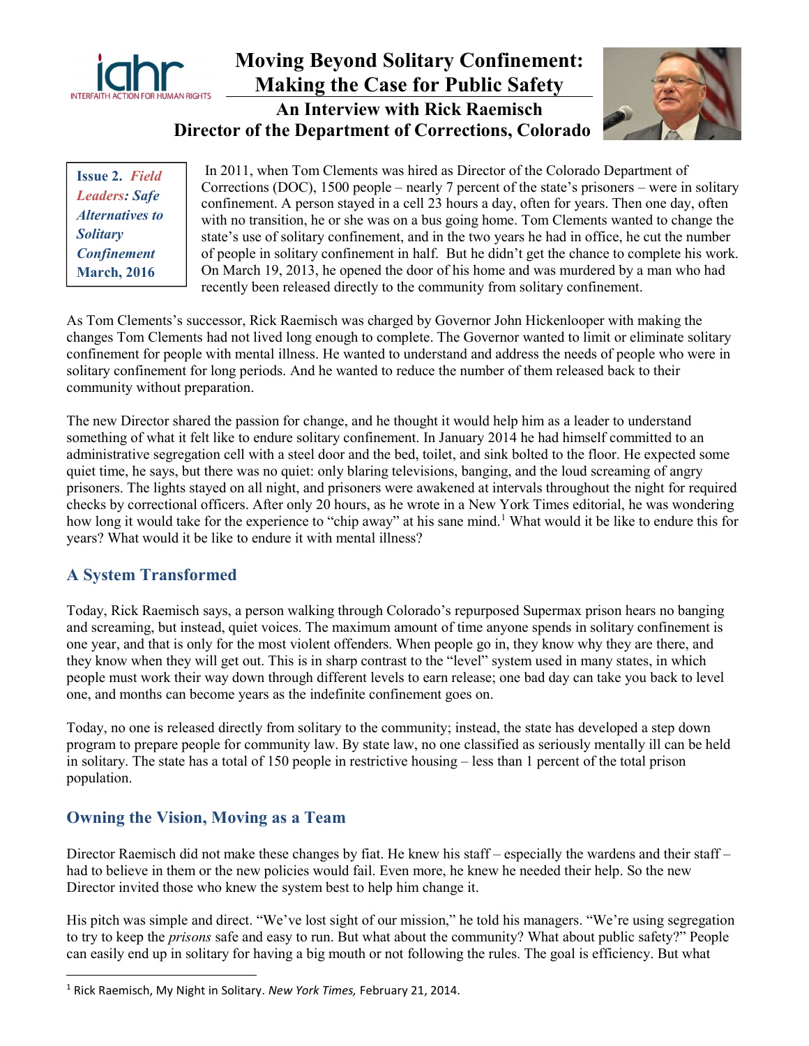# Moving Beyond Solitary Confinement: Making the Case for Public Safety

## An Interview with Rick Raemisch
## Director of the Department of Corrections, Colorado

**Issue 2.** ***Field Leaders: Safe Alternatives to Solitary Confinement***
**March, 2016**

In 2011, when Tom Clements was hired as Director of the Colorado Department of Corrections (DOC), 1500 people – nearly 7 percent of the state's prisoners – were in solitary confinement. A person stayed in a cell 23 hours a day, often for years. Then one day, often with no transition, he or she was on a bus going home. Tom Clements wanted to change the state's use of solitary confinement, and in the two years he had in office, he cut the number of people in solitary confinement in half. But he didn't get the chance to complete his work. On March 19, 2013, he opened the door of his home and was murdered by a man who had recently been released directly to the community from solitary confinement.

As Tom Clements's successor, Rick Raemisch was charged by Governor John Hickenlooper with making the changes Tom Clements had not lived long enough to complete. The Governor wanted to limit or eliminate solitary confinement for people with mental illness. He wanted to understand and address the needs of people who were in solitary confinement for long periods. And he wanted to reduce the number of them released back to their community without preparation.

The new Director shared the passion for change, and he thought it would help him as a leader to understand something of what it felt like to endure solitary confinement. In January 2014 he had himself committed to an administrative segregation cell with a steel door and the bed, toilet, and sink bolted to the floor. He expected some quiet time, he says, but there was no quiet: only blaring televisions, banging, and the loud screaming of angry prisoners. The lights stayed on all night, and prisoners were awakened at intervals throughout the night for required checks by correctional officers. After only 20 hours, as he wrote in a New York Times editorial, he was wondering how long it would take for the experience to "chip away" at his sane mind.[1] What would it be like to endure this for years? What would it be like to endure it with mental illness?

## A System Transformed

Today, Rick Raemisch says, a person walking through Colorado's repurposed Supermax prison hears no banging and screaming, but instead, quiet voices. The maximum amount of time anyone spends in solitary confinement is one year, and that is only for the most violent offenders. When people go in, they know why they are there, and they know when they will get out. This is in sharp contrast to the "level" system used in many states, in which people must work their way down through different levels to earn release; one bad day can take you back to level one, and months can become years as the indefinite confinement goes on.

Today, no one is released directly from solitary to the community; instead, the state has developed a step down program to prepare people for community law. By state law, no one classified as seriously mentally ill can be held in solitary. The state has a total of 150 people in restrictive housing – less than 1 percent of the total prison population.

## Owning the Vision, Moving as a Team

Director Raemisch did not make these changes by fiat. He knew his staff – especially the wardens and their staff – had to believe in them or the new policies would fail. Even more, he knew he needed their help. So the new Director invited those who knew the system best to help him change it.

His pitch was simple and direct. "We've lost sight of our mission," he told his managers. "We're using segregation to try to keep the *prisons* safe and easy to run. But what about the community? What about public safety?" People can easily end up in solitary for having a big mouth or not following the rules. The goal is efficiency. But what

[1] Rick Raemisch, My Night in Solitary. *New York Times,* February 21, 2014.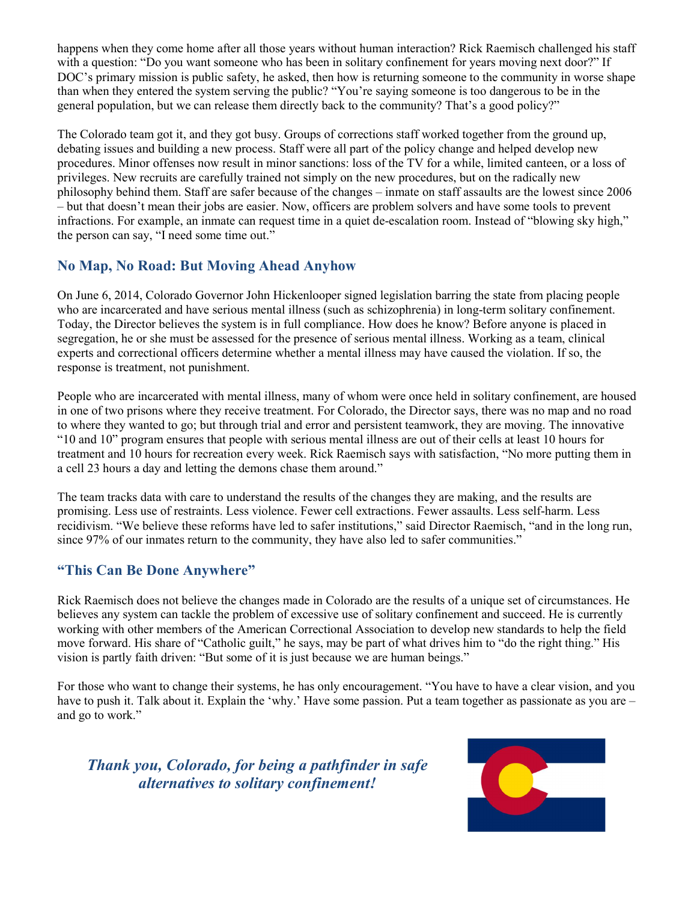happens when they come home after all those years without human interaction? Rick Raemisch challenged his staff with a question: "Do you want someone who has been in solitary confinement for years moving next door?" If DOC's primary mission is public safety, he asked, then how is returning someone to the community in worse shape than when they entered the system serving the public? "You're saying someone is too dangerous to be in the general population, but we can release them directly back to the community? That's a good policy?"

The Colorado team got it, and they got busy. Groups of corrections staff worked together from the ground up, debating issues and building a new process. Staff were all part of the policy change and helped develop new procedures. Minor offenses now result in minor sanctions: loss of the TV for a while, limited canteen, or a loss of privileges. New recruits are carefully trained not simply on the new procedures, but on the radically new philosophy behind them. Staff are safer because of the changes – inmate on staff assaults are the lowest since 2006 – but that doesn't mean their jobs are easier. Now, officers are problem solvers and have some tools to prevent infractions. For example, an inmate can request time in a quiet de-escalation room. Instead of "blowing sky high," the person can say, "I need some time out."

## No Map, No Road: But Moving Ahead Anyhow

On June 6, 2014, Colorado Governor John Hickenlooper signed legislation barring the state from placing people who are incarcerated and have serious mental illness (such as schizophrenia) in long-term solitary confinement. Today, the Director believes the system is in full compliance. How does he know? Before anyone is placed in segregation, he or she must be assessed for the presence of serious mental illness. Working as a team, clinical experts and correctional officers determine whether a mental illness may have caused the violation. If so, the response is treatment, not punishment.

People who are incarcerated with mental illness, many of whom were once held in solitary confinement, are housed in one of two prisons where they receive treatment. For Colorado, the Director says, there was no map and no road to where they wanted to go; but through trial and error and persistent teamwork, they are moving. The innovative "10 and 10" program ensures that people with serious mental illness are out of their cells at least 10 hours for treatment and 10 hours for recreation every week. Rick Raemisch says with satisfaction, "No more putting them in a cell 23 hours a day and letting the demons chase them around."

The team tracks data with care to understand the results of the changes they are making, and the results are promising. Less use of restraints. Less violence. Fewer cell extractions. Fewer assaults. Less self-harm. Less recidivism. "We believe these reforms have led to safer institutions," said Director Raemisch, "and in the long run, since 97% of our inmates return to the community, they have also led to safer communities."

## "This Can Be Done Anywhere"

Rick Raemisch does not believe the changes made in Colorado are the results of a unique set of circumstances. He believes any system can tackle the problem of excessive use of solitary confinement and succeed. He is currently working with other members of the American Correctional Association to develop new standards to help the field move forward. His share of "Catholic guilt," he says, may be part of what drives him to "do the right thing." His vision is partly faith driven: "But some of it is just because we are human beings."

For those who want to change their systems, he has only encouragement. "You have to have a clear vision, and you have to push it. Talk about it. Explain the 'why.' Have some passion. Put a team together as passionate as you are – and go to work."

***Thank you, Colorado, for being a pathfinder in safe alternatives to solitary confinement!***